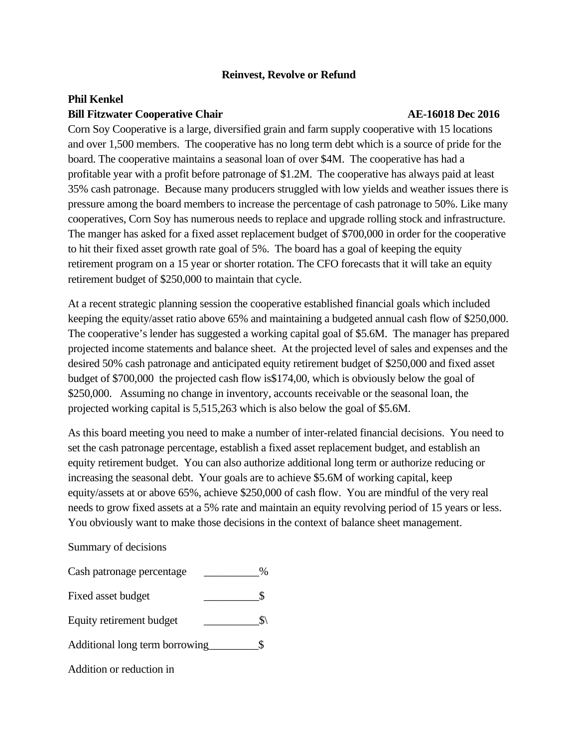# Reinvest, Revolve or Refund

**Phil Kenkel**
**Bill Fitzwater Cooperative Chair** **AE-16018 Dec 2016**

Corn Soy Cooperative is a large, diversified grain and farm supply cooperative with 15 locations and over 1,500 members. The cooperative has no long term debt which is a source of pride for the board. The cooperative maintains a seasonal loan of over $4M. The cooperative has had a profitable year with a profit before patronage of $1.2M. The cooperative has always paid at least 35% cash patronage. Because many producers struggled with low yields and weather issues there is pressure among the board members to increase the percentage of cash patronage to 50%. Like many cooperatives, Corn Soy has numerous needs to replace and upgrade rolling stock and infrastructure. The manger has asked for a fixed asset replacement budget of $700,000 in order for the cooperative to hit their fixed asset growth rate goal of 5%. The board has a goal of keeping the equity retirement program on a 15 year or shorter rotation. The CFO forecasts that it will take an equity retirement budget of $250,000 to maintain that cycle.

At a recent strategic planning session the cooperative established financial goals which included keeping the equity/asset ratio above 65% and maintaining a budgeted annual cash flow of $250,000. The cooperative's lender has suggested a working capital goal of $5.6M. The manager has prepared projected income statements and balance sheet. At the projected level of sales and expenses and the desired 50% cash patronage and anticipated equity retirement budget of $250,000 and fixed asset budget of $700,000 the projected cash flow is$174,00, which is obviously below the goal of $250,000. Assuming no change in inventory, accounts receivable or the seasonal loan, the projected working capital is 5,515,263 which is also below the goal of $5.6M.

As this board meeting you need to make a number of inter-related financial decisions. You need to set the cash patronage percentage, establish a fixed asset replacement budget, and establish an equity retirement budget. You can also authorize additional long term or authorize reducing or increasing the seasonal debt. Your goals are to achieve $5.6M of working capital, keep equity/assets at or above 65%, achieve $250,000 of cash flow. You are mindful of the very real needs to grow fixed assets at a 5% rate and maintain an equity revolving period of 15 years or less. You obviously want to make those decisions in the context of balance sheet management.

Summary of decisions

Cash patronage percentage __________%

Fixed asset budget __________$

Equity retirement budget __________$\

Additional long term borrowing_________$

Addition or reduction in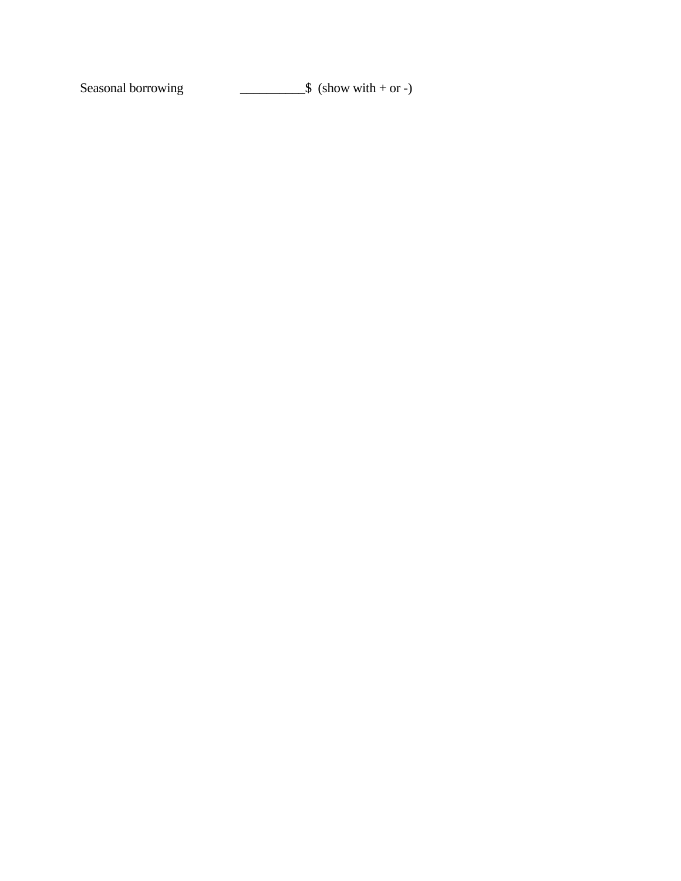Seasonal borrowing __________$ (show with + or -)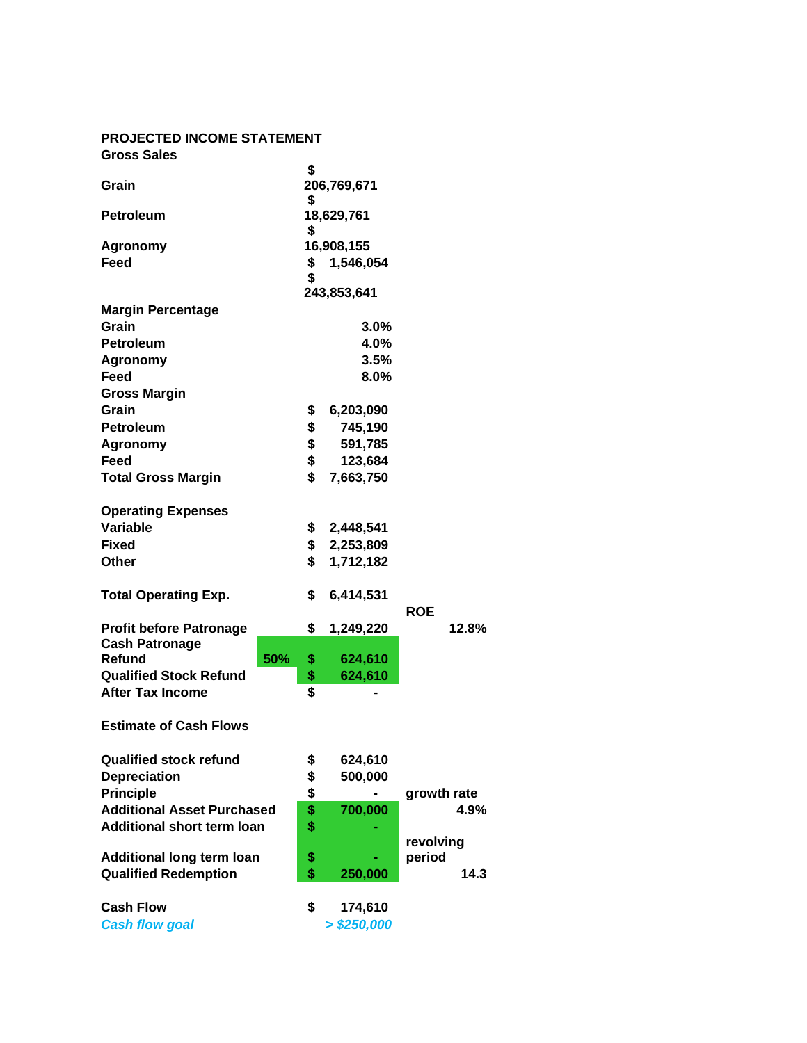**PROJECTED INCOME STATEMENT**

| | | | | |
|---|---|---|---|---|
| **Gross Sales** | | | | |
| **Grain** | | **$ 206,769,671** | | |
| **Petroleum** | | **$ 18,629,761** | | |
| **Agronomy** | | **$ 16,908,155** | | |
| **Feed** | | **$ 1,546,054** | | |
| | | **$ 243,853,641** | | |
| **Margin Percentage** | | | | |
| **Grain** | | **3.0%** | | |
| **Petroleum** | | **4.0%** | | |
| **Agronomy** | | **3.5%** | | |
| **Feed** | | **8.0%** | | |
| **Gross Margin** | | | | |
| **Grain** | | **$ 6,203,090** | | |
| **Petroleum** | | **$ 745,190** | | |
| **Agronomy** | | **$ 591,785** | | |
| **Feed** | | **$ 123,684** | | |
| **Total Gross Margin** | | **$ 7,663,750** | | |
| | | | | |
| **Operating Expenses** | | | | |
| **Variable** | | **$ 2,448,541** | | |
| **Fixed** | | **$ 2,253,809** | | |
| **Other** | | **$ 1,712,182** | | |
| | | | | |
| **Total Operating Exp.** | | **$ 6,414,531** | | |
| | | | **ROE** | |
| **Profit before Patronage** | | **$ 1,249,220** | | **12.8%** |
| **Cash Patronage Refund** | **50%** | **$ 624,610** | | |
| **Qualified Stock Refund** | | **$ 624,610** | | |
| **After Tax Income** | | **$ -** | | |
| | | | | |
| **Estimate of Cash Flows** | | | | |
| | | | | |
| **Qualified stock refund** | | **$ 624,610** | | |
| **Depreciation** | | **$ 500,000** | | |
| **Principle** | | **$ -** | **growth rate** | |
| **Additional Asset Purchased** | | **$ 700,000** | | **4.9%** |
| **Additional short term loan** | | **$ -** | | |
| **Additional long term loan** | | **$ -** | **revolving period** | |
| **Qualified Redemption** | | **$ 250,000** | | **14.3** |
| | | | | |
| **Cash Flow** | | **$ 174,610** | | |
| ***Cash flow goal*** | | ***> $250,000*** | | |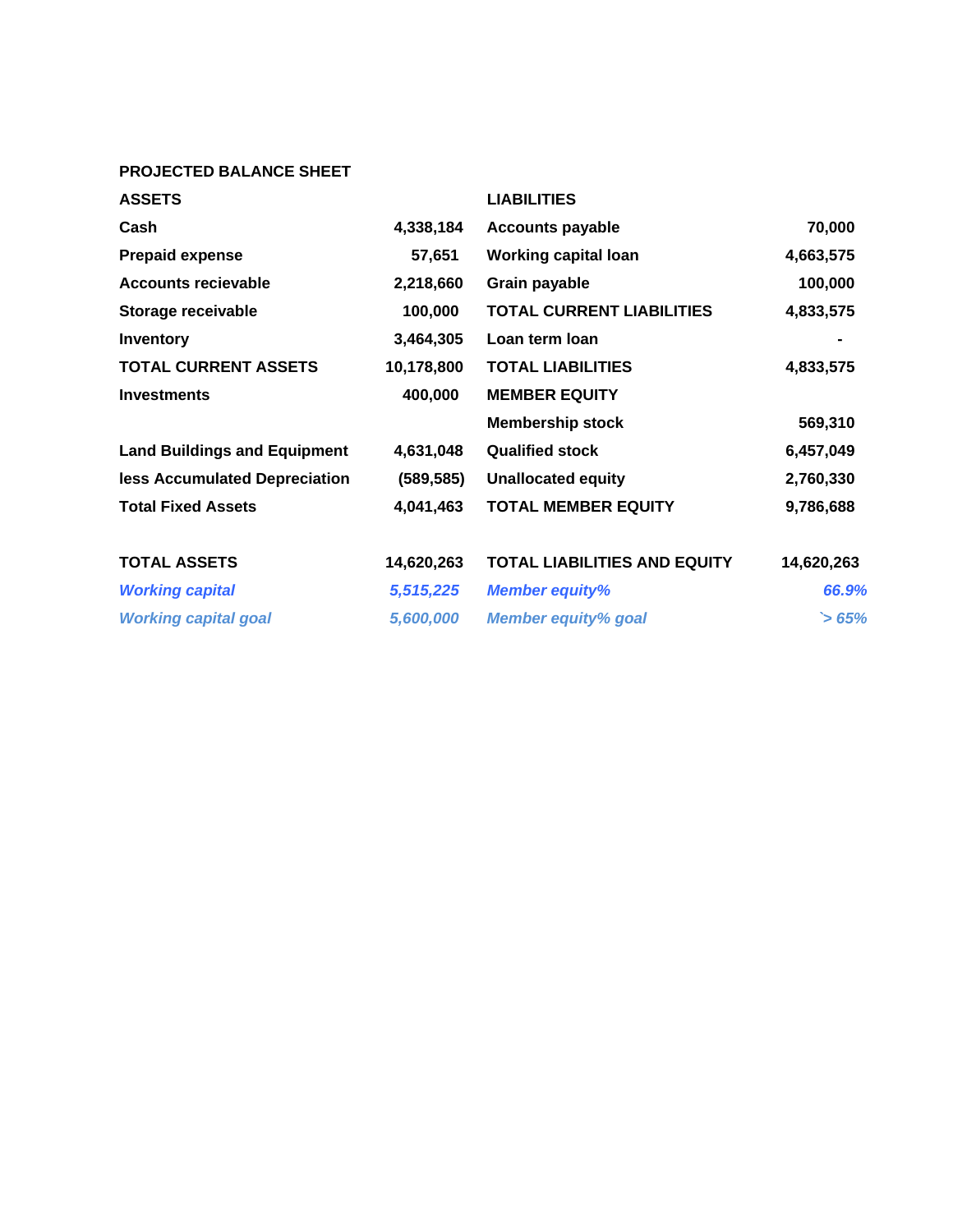**PROJECTED BALANCE SHEET**

| | | | |
|---|---|---|---|
| **ASSETS** | | **LIABILITIES** | |
| **Cash** | **4,338,184** | **Accounts payable** | **70,000** |
| **Prepaid expense** | **57,651** | **Working capital loan** | **4,663,575** |
| **Accounts recievable** | **2,218,660** | **Grain payable** | **100,000** |
| **Storage receivable** | **100,000** | **TOTAL CURRENT LIABILITIES** | **4,833,575** |
| **Inventory** | **3,464,305** | **Loan term loan** | **-** |
| **TOTAL CURRENT ASSETS** | **10,178,800** | **TOTAL LIABILITIES** | **4,833,575** |
| **Investments** | **400,000** | **MEMBER EQUITY** | |
| | | **Membership stock** | **569,310** |
| **Land Buildings and Equipment** | **4,631,048** | **Qualified stock** | **6,457,049** |
| **less Accumulated Depreciation** | **(589,585)** | **Unallocated equity** | **2,760,330** |
| **Total Fixed Assets** | **4,041,463** | **TOTAL MEMBER EQUITY** | **9,786,688** |
| | | | |
| **TOTAL ASSETS** | **14,620,263** | **TOTAL LIABILITIES AND EQUITY** | **14,620,263** |
| ***Working capital*** | ***5,515,225*** | ***Member equity%*** | ***66.9%*** |
| ***Working capital goal*** | ***5,600,000*** | ***Member equity% goal*** | ***`> 65%*** |